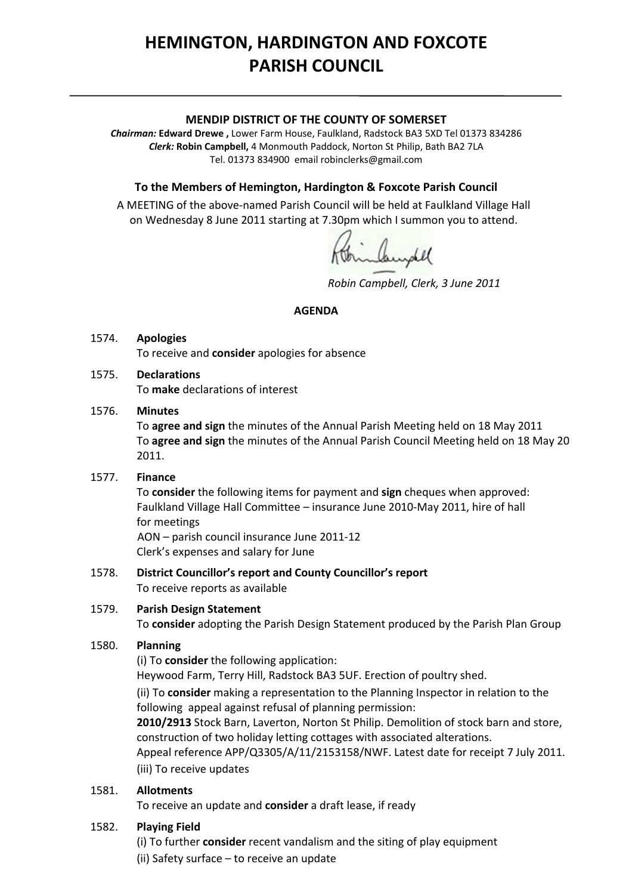# HEMINGTON, HARDINGTON AND FOXCOTE PARISH COUNCIL

---

**MENDIP DISTRICT OF THE COUNTY OF SOMERSET**

***Chairman:*** **Edward Drewe ,** Lower Farm House, Faulkland, Radstock BA3 5XD Tel 01373 834286
***Clerk:*** **Robin Campbell,** 4 Monmouth Paddock, Norton St Philip, Bath BA2 7LA
Tel. 01373 834900 email robinclerks@gmail.com

### To the Members of Hemington, Hardington & Foxcote Parish Council

A MEETING of the above-named Parish Council will be held at Faulkland Village Hall on Wednesday 8 June 2011 starting at 7.30pm which I summon you to attend.

*Robin Campbell, Clerk, 3 June 2011*

**AGENDA**

1574. **Apologies**
To receive and **consider** apologies for absence

1575. **Declarations**
To **make** declarations of interest

1576. **Minutes**
To **agree and sign** the minutes of the Annual Parish Meeting held on 18 May 2011
To **agree and sign** the minutes of the Annual Parish Council Meeting held on 18 May 20 2011.

1577. **Finance**
To **consider** the following items for payment and **sign** cheques when approved:
Faulkland Village Hall Committee – insurance June 2010-May 2011, hire of hall for meetings
AON – parish council insurance June 2011-12
Clerk's expenses and salary for June

1578. **District Councillor's report and County Councillor's report**
To receive reports as available

1579. **Parish Design Statement**
To **consider** adopting the Parish Design Statement produced by the Parish Plan Group

1580. **Planning**
(i) To **consider** the following application:
Heywood Farm, Terry Hill, Radstock BA3 5UF. Erection of poultry shed.
(ii) To **consider** making a representation to the Planning Inspector in relation to the following appeal against refusal of planning permission:
**2010/2913** Stock Barn, Laverton, Norton St Philip. Demolition of stock barn and store, construction of two holiday letting cottages with associated alterations.
Appeal reference APP/Q3305/A/11/2153158/NWF. Latest date for receipt 7 July 2011.
(iii) To receive updates

1581. **Allotments**
To receive an update and **consider** a draft lease, if ready

1582. **Playing Field**
(i) To further **consider** recent vandalism and the siting of play equipment
(ii) Safety surface – to receive an update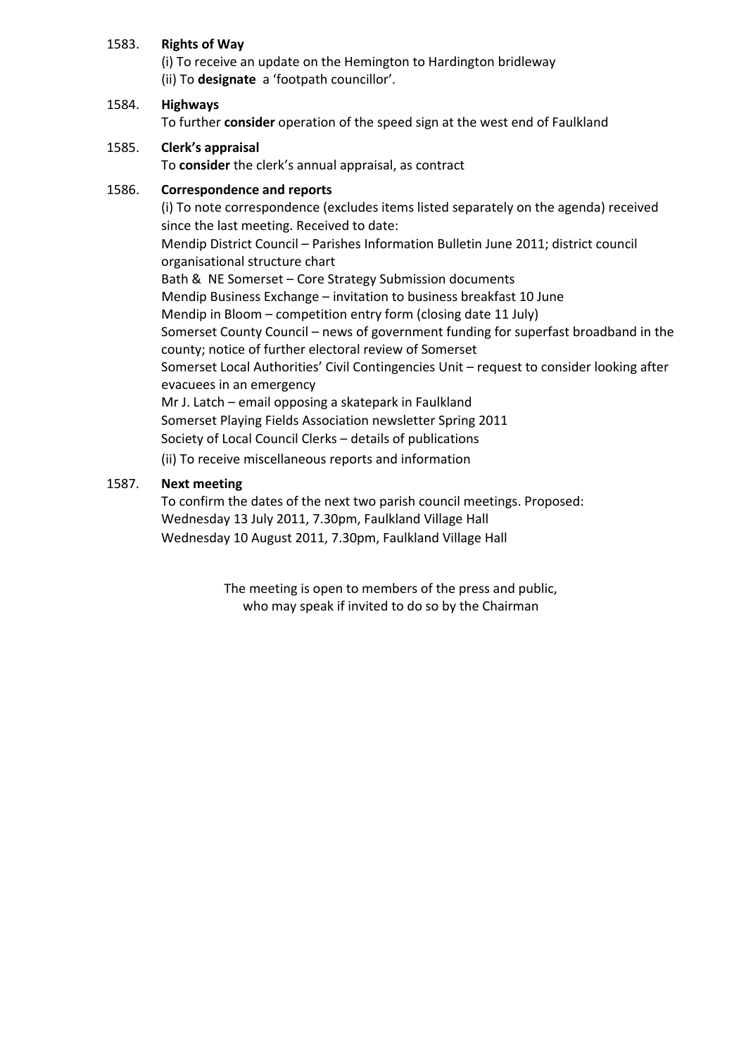1583. **Rights of Way**

(i) To receive an update on the Hemington to Hardington bridleway
(ii) To **designate** a 'footpath councillor'.

1584. **Highways**

To further **consider** operation of the speed sign at the west end of Faulkland

1585. **Clerk's appraisal**

To **consider** the clerk's annual appraisal, as contract

1586. **Correspondence and reports**

(i) To note correspondence (excludes items listed separately on the agenda) received since the last meeting. Received to date:
Mendip District Council – Parishes Information Bulletin June 2011; district council organisational structure chart
Bath & NE Somerset – Core Strategy Submission documents
Mendip Business Exchange – invitation to business breakfast 10 June
Mendip in Bloom – competition entry form (closing date 11 July)
Somerset County Council – news of government funding for superfast broadband in the county; notice of further electoral review of Somerset
Somerset Local Authorities' Civil Contingencies Unit – request to consider looking after evacuees in an emergency
Mr J. Latch – email opposing a skatepark in Faulkland
Somerset Playing Fields Association newsletter Spring 2011
Society of Local Council Clerks – details of publications
(ii) To receive miscellaneous reports and information

1587. **Next meeting**

To confirm the dates of the next two parish council meetings. Proposed:
Wednesday 13 July 2011, 7.30pm, Faulkland Village Hall
Wednesday 10 August 2011, 7.30pm, Faulkland Village Hall

The meeting is open to members of the press and public, who may speak if invited to do so by the Chairman